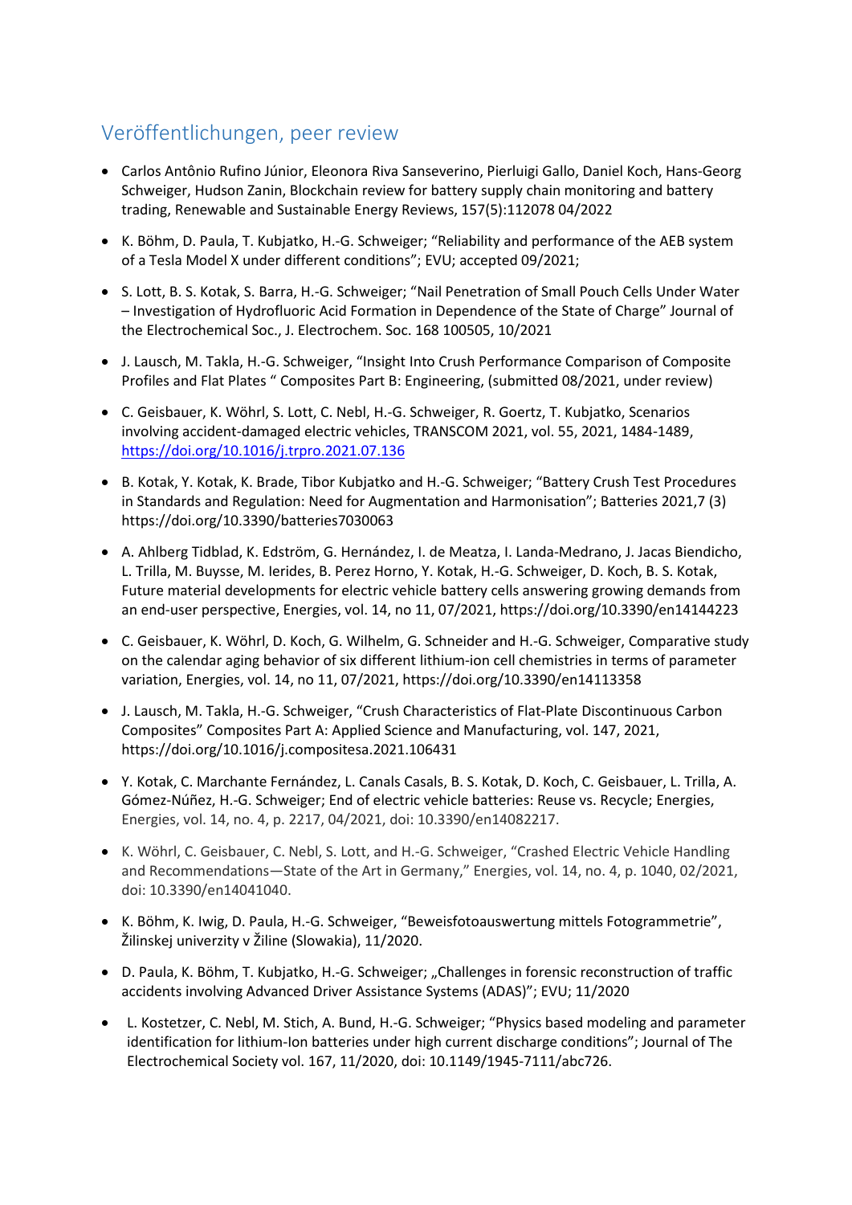## Veröffentlichungen, peer review

- Carlos Antônio Rufino Júnior, Eleonora Riva Sanseverino, Pierluigi Gallo, Daniel Koch, Hans-Georg Schweiger, Hudson Zanin, Blockchain review for battery supply chain monitoring and battery trading, Renewable and Sustainable Energy Reviews, 157(5):112078 04/2022
- K. Böhm, D. Paula, T. Kubjatko, H.-G. Schweiger; "Reliability and performance of the AEB system of a Tesla Model X under different conditions"; EVU; accepted 09/2021;
- S. Lott, B. S. Kotak, S. Barra, H.-G. Schweiger; "Nail Penetration of Small Pouch Cells Under Water – Investigation of Hydrofluoric Acid Formation in Dependence of the State of Charge" Journal of the Electrochemical Soc., J. Electrochem. Soc. 168 100505, 10/2021
- J. Lausch, M. Takla, H.-G. Schweiger, "Insight Into Crush Performance Comparison of Composite Profiles and Flat Plates " Composites Part B: Engineering, (submitted 08/2021, under review)
- C. Geisbauer, K. Wöhrl, S. Lott, C. Nebl, H.-G. Schweiger, R. Goertz, T. Kubjatko, Scenarios involving accident-damaged electric vehicles, TRANSCOM 2021, vol. 55, 2021, 1484-1489, https://doi.org/10.1016/j.trpro.2021.07.136
- B. Kotak, Y. Kotak, K. Brade, Tibor Kubjatko and H.-G. Schweiger; "Battery Crush Test Procedures in Standards and Regulation: Need for Augmentation and Harmonisation"; Batteries 2021,7 (3) https://doi.org/10.3390/batteries7030063
- A. Ahlberg Tidblad, K. Edström, G. Hernández, I. de Meatza, I. Landa-Medrano, J. Jacas Biendicho, L. Trilla, M. Buysse, M. Ierides, B. Perez Horno, Y. Kotak, H.-G. Schweiger, D. Koch, B. S. Kotak, Future material developments for electric vehicle battery cells answering growing demands from an end-user perspective, Energies, vol. 14, no 11, 07/2021, https://doi.org/10.3390/en14144223
- C. Geisbauer, K. Wöhrl, D. Koch, G. Wilhelm, G. Schneider and H.-G. Schweiger, Comparative study on the calendar aging behavior of six different lithium-ion cell chemistries in terms of parameter variation, Energies, vol. 14, no 11, 07/2021, https://doi.org/10.3390/en14113358
- J. Lausch, M. Takla, H.-G. Schweiger, "Crush Characteristics of Flat-Plate Discontinuous Carbon Composites" Composites Part A: Applied Science and Manufacturing, vol. 147, 2021, https://doi.org/10.1016/j.compositesa.2021.106431
- Y. Kotak, C. Marchante Fernández, L. Canals Casals, B. S. Kotak, D. Koch, C. Geisbauer, L. Trilla, A. Gómez-Núñez, H.-G. Schweiger; End of electric vehicle batteries: Reuse vs. Recycle; Energies, Energies, vol. 14, no. 4, p. 2217, 04/2021, doi: 10.3390/en14082217.
- K. Wöhrl, C. Geisbauer, C. Nebl, S. Lott, and H.-G. Schweiger, "Crashed Electric Vehicle Handling and Recommendations—State of the Art in Germany," Energies, vol. 14, no. 4, p. 1040, 02/2021, doi: 10.3390/en14041040.
- K. Böhm, K. Iwig, D. Paula, H.-G. Schweiger, "Beweisfotoauswertung mittels Fotogrammetrie", Žilinskej univerzity v Žiline (Slowakia), 11/2020.
- D. Paula, K. Böhm, T. Kubjatko, H.-G. Schweiger; „Challenges in forensic reconstruction of traffic accidents involving Advanced Driver Assistance Systems (ADAS)"; EVU; 11/2020
- L. Kostetzer, C. Nebl, M. Stich, A. Bund, H.-G. Schweiger; "Physics based modeling and parameter identification for lithium-Ion batteries under high current discharge conditions"; Journal of The Electrochemical Society vol. 167, 11/2020, doi: 10.1149/1945-7111/abc726.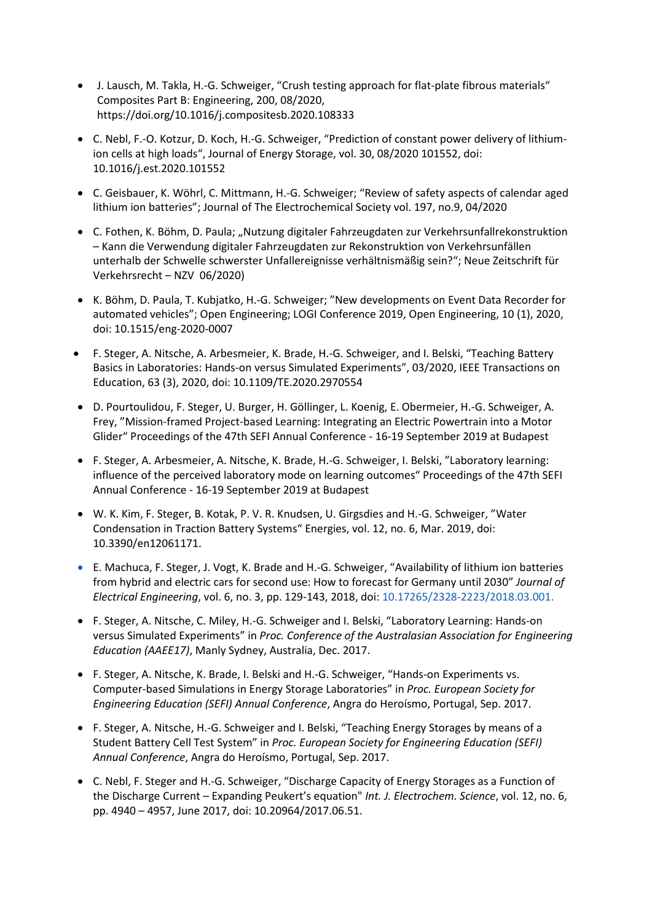- J. Lausch, M. Takla, H.-G. Schweiger, “Crush testing approach for flat-plate fibrous materials“ Composites Part B: Engineering, 200, 08/2020, https://doi.org/10.1016/j.compositesb.2020.108333
- C. Nebl, F.-O. Kotzur, D. Koch, H.-G. Schweiger, “Prediction of constant power delivery of lithium-ion cells at high loads“, Journal of Energy Storage, vol. 30, 08/2020 101552, doi: 10.1016/j.est.2020.101552
- C. Geisbauer, K. Wöhrl, C. Mittmann, H.-G. Schweiger; “Review of safety aspects of calendar aged lithium ion batteries”; Journal of The Electrochemical Society vol. 197, no.9, 04/2020
- C. Fothen, K. Böhm, D. Paula; „Nutzung digitaler Fahrzeugdaten zur Verkehrsunfallrekonstruktion – Kann die Verwendung digitaler Fahrzeugdaten zur Rekonstruktion von Verkehrsunfällen unterhalb der Schwelle schwerster Unfallereignisse verhältnismäßig sein?“; Neue Zeitschrift für Verkehrsrecht – NZV 06/2020)
- K. Böhm, D. Paula, T. Kubjatko, H.-G. Schweiger; ”New developments on Event Data Recorder for automated vehicles”; Open Engineering; LOGI Conference 2019, Open Engineering, 10 (1), 2020, doi: 10.1515/eng-2020-0007
- F. Steger, A. Nitsche, A. Arbesmeier, K. Brade, H.-G. Schweiger, and I. Belski, “Teaching Battery Basics in Laboratories: Hands-on versus Simulated Experiments”, 03/2020, IEEE Transactions on Education, 63 (3), 2020, doi: 10.1109/TE.2020.2970554
- D. Pourtoulidou, F. Steger, U. Burger, H. Göllinger, L. Koenig, E. Obermeier, H.-G. Schweiger, A. Frey, ”Mission-framed Project-based Learning: Integrating an Electric Powertrain into a Motor Glider“ Proceedings of the 47th SEFI Annual Conference - 16-19 September 2019 at Budapest
- F. Steger, A. Arbesmeier, A. Nitsche, K. Brade, H.-G. Schweiger, I. Belski, ”Laboratory learning: influence of the perceived laboratory mode on learning outcomes“ Proceedings of the 47th SEFI Annual Conference - 16-19 September 2019 at Budapest
- W. K. Kim, F. Steger, B. Kotak, P. V. R. Knudsen, U. Girgsdies and H.-G. Schweiger, ”Water Condensation in Traction Battery Systems“ Energies, vol. 12, no. 6, Mar. 2019, doi: 10.3390/en12061171.
- E. Machuca, F. Steger, J. Vogt, K. Brade and H.-G. Schweiger, “Availability of lithium ion batteries from hybrid and electric cars for second use: How to forecast for Germany until 2030” *Journal of Electrical Engineering*, vol. 6, no. 3, pp. 129-143, 2018, doi: 10.17265/2328-2223/2018.03.001.
- F. Steger, A. Nitsche, C. Miley, H.-G. Schweiger and I. Belski, “Laboratory Learning: Hands-on versus Simulated Experiments” in *Proc. Conference of the Australasian Association for Engineering Education (AAEE17)*, Manly Sydney, Australia, Dec. 2017.
- F. Steger, A. Nitsche, K. Brade, I. Belski and H.-G. Schweiger, “Hands-on Experiments vs. Computer-based Simulations in Energy Storage Laboratories” in *Proc. European Society for Engineering Education (SEFI) Annual Conference*, Angra do Heroísmo, Portugal, Sep. 2017.
- F. Steger, A. Nitsche, H.-G. Schweiger and I. Belski, “Teaching Energy Storages by means of a Student Battery Cell Test System” in *Proc. European Society for Engineering Education (SEFI) Annual Conference*, Angra do Heroísmo, Portugal, Sep. 2017.
- C. Nebl, F. Steger and H.-G. Schweiger, “Discharge Capacity of Energy Storages as a Function of the Discharge Current – Expanding Peukert’s equation" *Int. J. Electrochem. Science*, vol. 12, no. 6, pp. 4940 – 4957, June 2017, doi: 10.20964/2017.06.51.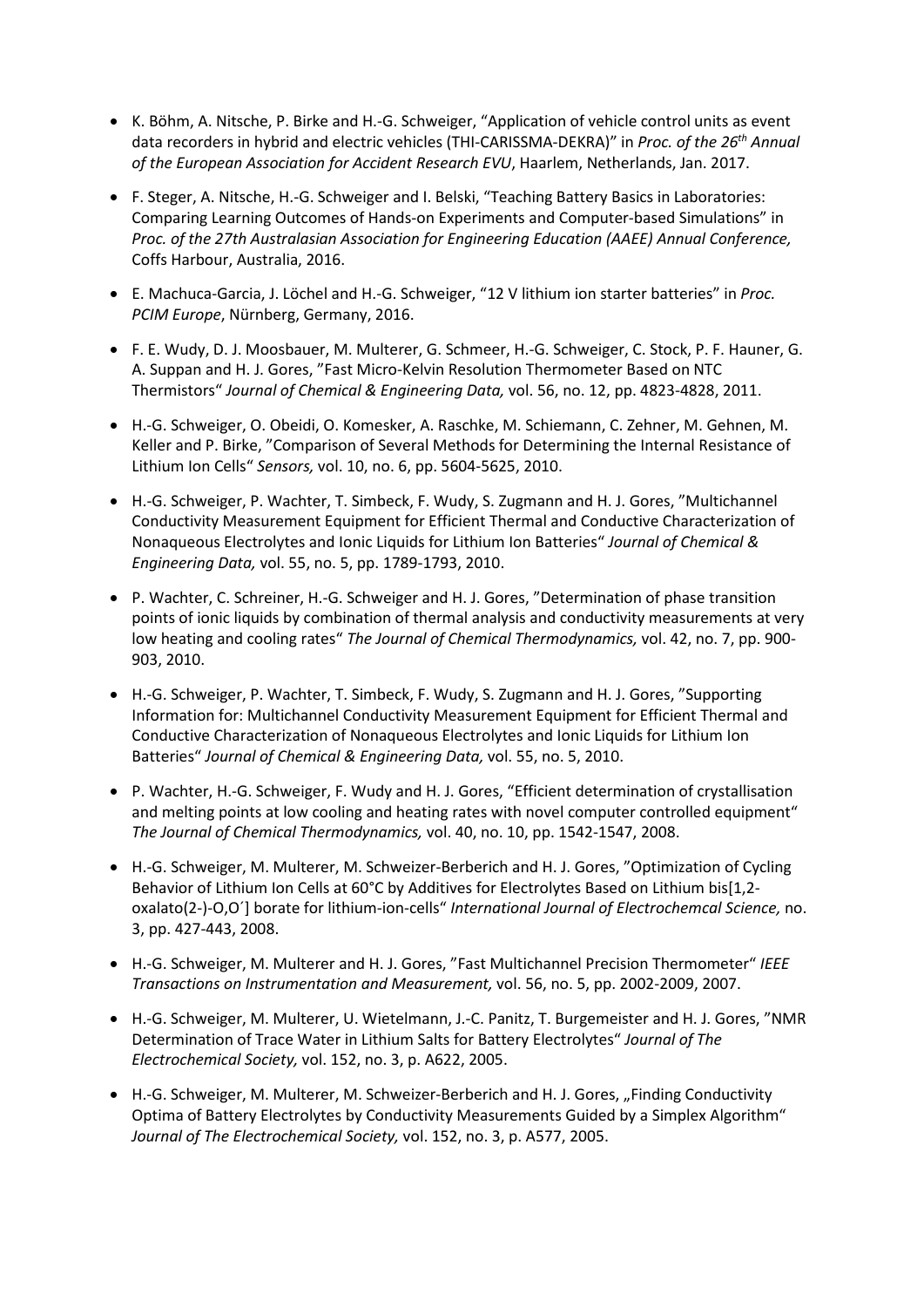- K. Böhm, A. Nitsche, P. Birke and H.-G. Schweiger, "Application of vehicle control units as event data recorders in hybrid and electric vehicles (THI-CARISSMA-DEKRA)" in *Proc. of the 26th Annual of the European Association for Accident Research EVU*, Haarlem, Netherlands, Jan. 2017.

- F. Steger, A. Nitsche, H.-G. Schweiger and I. Belski, "Teaching Battery Basics in Laboratories: Comparing Learning Outcomes of Hands-on Experiments and Computer-based Simulations" in *Proc. of the 27th Australasian Association for Engineering Education (AAEE) Annual Conference,* Coffs Harbour, Australia, 2016.

- E. Machuca-Garcia, J. Löchel and H.-G. Schweiger, "12 V lithium ion starter batteries" in *Proc. PCIM Europe*, Nürnberg, Germany, 2016.

- F. E. Wudy, D. J. Moosbauer, M. Multerer, G. Schmeer, H.-G. Schweiger, C. Stock, P. F. Hauner, G. A. Suppan and H. J. Gores, "Fast Micro-Kelvin Resolution Thermometer Based on NTC Thermistors" *Journal of Chemical & Engineering Data,* vol. 56, no. 12, pp. 4823-4828, 2011.

- H.-G. Schweiger, O. Obeidi, O. Komesker, A. Raschke, M. Schiemann, C. Zehner, M. Gehnen, M. Keller and P. Birke, "Comparison of Several Methods for Determining the Internal Resistance of Lithium Ion Cells" *Sensors,* vol. 10, no. 6, pp. 5604-5625, 2010.

- H.-G. Schweiger, P. Wachter, T. Simbeck, F. Wudy, S. Zugmann and H. J. Gores, "Multichannel Conductivity Measurement Equipment for Efficient Thermal and Conductive Characterization of Nonaqueous Electrolytes and Ionic Liquids for Lithium Ion Batteries" *Journal of Chemical & Engineering Data,* vol. 55, no. 5, pp. 1789-1793, 2010.

- P. Wachter, C. Schreiner, H.-G. Schweiger and H. J. Gores, "Determination of phase transition points of ionic liquids by combination of thermal analysis and conductivity measurements at very low heating and cooling rates" *The Journal of Chemical Thermodynamics,* vol. 42, no. 7, pp. 900-903, 2010.

- H.-G. Schweiger, P. Wachter, T. Simbeck, F. Wudy, S. Zugmann and H. J. Gores, "Supporting Information for: Multichannel Conductivity Measurement Equipment for Efficient Thermal and Conductive Characterization of Nonaqueous Electrolytes and Ionic Liquids for Lithium Ion Batteries" *Journal of Chemical & Engineering Data,* vol. 55, no. 5, 2010.

- P. Wachter, H.-G. Schweiger, F. Wudy and H. J. Gores, "Efficient determination of crystallisation and melting points at low cooling and heating rates with novel computer controlled equipment" *The Journal of Chemical Thermodynamics,* vol. 40, no. 10, pp. 1542-1547, 2008.

- H.-G. Schweiger, M. Multerer, M. Schweizer-Berberich and H. J. Gores, "Optimization of Cycling Behavior of Lithium Ion Cells at 60°C by Additives for Electrolytes Based on Lithium bis[1,2-oxalato(2-)-O,O´] borate for lithium-ion-cells" *International Journal of Electrochemcal Science,* no. 3, pp. 427-443, 2008.

- H.-G. Schweiger, M. Multerer and H. J. Gores, "Fast Multichannel Precision Thermometer" *IEEE Transactions on Instrumentation and Measurement,* vol. 56, no. 5, pp. 2002-2009, 2007.

- H.-G. Schweiger, M. Multerer, U. Wietelmann, J.-C. Panitz, T. Burgemeister and H. J. Gores, "NMR Determination of Trace Water in Lithium Salts for Battery Electrolytes" *Journal of The Electrochemical Society,* vol. 152, no. 3, p. A622, 2005.

- H.-G. Schweiger, M. Multerer, M. Schweizer-Berberich and H. J. Gores, „Finding Conductivity Optima of Battery Electrolytes by Conductivity Measurements Guided by a Simplex Algorithm" *Journal of The Electrochemical Society,* vol. 152, no. 3, p. A577, 2005.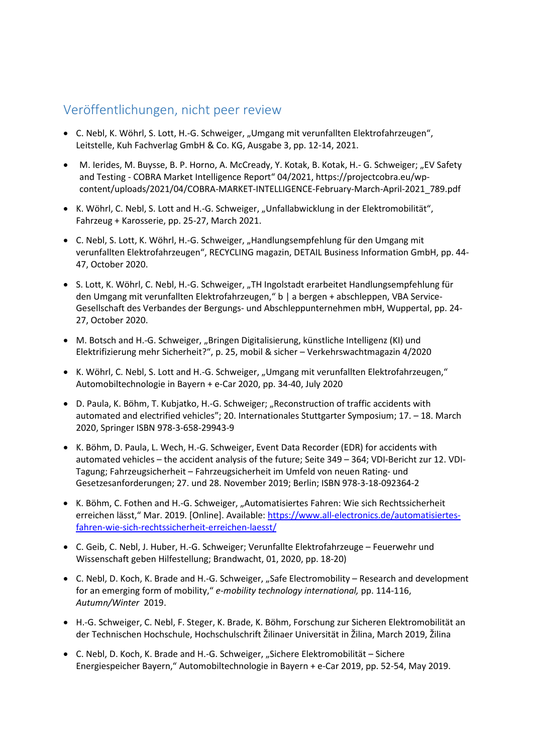## Veröffentlichungen, nicht peer review

- C. Nebl, K. Wöhrl, S. Lott, H.-G. Schweiger, „Umgang mit verunfallten Elektrofahrzeugen", Leitstelle, Kuh Fachverlag GmbH & Co. KG, Ausgabe 3, pp. 12-14, 2021.
- M. Ierides, M. Buysse, B. P. Horno, A. McCready, Y. Kotak, B. Kotak, H.- G. Schweiger; „EV Safety and Testing - COBRA Market Intelligence Report" 04/2021, https://projectcobra.eu/wp-content/uploads/2021/04/COBRA-MARKET-INTELLIGENCE-February-March-April-2021_789.pdf
- K. Wöhrl, C. Nebl, S. Lott and H.-G. Schweiger, „Unfallabwicklung in der Elektromobilität", Fahrzeug + Karosserie, pp. 25-27, March 2021.
- C. Nebl, S. Lott, K. Wöhrl, H.-G. Schweiger, „Handlungsempfehlung für den Umgang mit verunfallten Elektrofahrzeugen", RECYCLING magazin, DETAIL Business Information GmbH, pp. 44-47, October 2020.
- S. Lott, K. Wöhrl, C. Nebl, H.-G. Schweiger, „TH Ingolstadt erarbeitet Handlungsempfehlung für den Umgang mit verunfallten Elektrofahrzeugen," b | a bergen + abschleppen, VBA Service-Gesellschaft des Verbandes der Bergungs- und Abschleppunternehmen mbH, Wuppertal, pp. 24-27, October 2020.
- M. Botsch and H.-G. Schweiger, „Bringen Digitalisierung, künstliche Intelligenz (KI) und Elektrifizierung mehr Sicherheit?", p. 25, mobil & sicher – Verkehrswachtmagazin 4/2020
- K. Wöhrl, C. Nebl, S. Lott and H.-G. Schweiger, „Umgang mit verunfallten Elektrofahrzeugen," Automobiltechnologie in Bayern + e-Car 2020, pp. 34-40, July 2020
- D. Paula, K. Böhm, T. Kubjatko, H.-G. Schweiger; „Reconstruction of traffic accidents with automated and electrified vehicles"; 20. Internationales Stuttgarter Symposium; 17. – 18. March 2020, Springer ISBN 978-3-658-29943-9
- K. Böhm, D. Paula, L. Wech, H.-G. Schweiger, Event Data Recorder (EDR) for accidents with automated vehicles – the accident analysis of the future; Seite 349 – 364; VDI-Bericht zur 12. VDI-Tagung; Fahrzeugsicherheit – Fahrzeugsicherheit im Umfeld von neuen Rating- und Gesetzesanforderungen; 27. und 28. November 2019; Berlin; ISBN 978-3-18-092364-2
- K. Böhm, C. Fothen and H.-G. Schweiger, „Automatisiertes Fahren: Wie sich Rechtssicherheit erreichen lässt," Mar. 2019. [Online]. Available: [https://www.all-electronics.de/automatisiertes-fahren-wie-sich-rechtssicherheit-erreichen-laesst/](https://www.all-electronics.de/automatisiertes-fahren-wie-sich-rechtssicherheit-erreichen-laesst/)
- C. Geib, C. Nebl, J. Huber, H.-G. Schweiger; Verunfallte Elektrofahrzeuge – Feuerwehr und Wissenschaft geben Hilfestellung; Brandwacht, 01, 2020, pp. 18-20)
- C. Nebl, D. Koch, K. Brade and H.-G. Schweiger, „Safe Electromobility – Research and development for an emerging form of mobility," *e-mobility technology international,* pp. 114-116, *Autumn/Winter* 2019.
- H.-G. Schweiger, C. Nebl, F. Steger, K. Brade, K. Böhm, Forschung zur Sicheren Elektromobilität an der Technischen Hochschule, Hochschulschrift Žilinaer Universität in Žilina, March 2019, Žilina
- C. Nebl, D. Koch, K. Brade and H.-G. Schweiger, „Sichere Elektromobilität – Sichere Energiespeicher Bayern," Automobiltechnologie in Bayern + e-Car 2019, pp. 52-54, May 2019.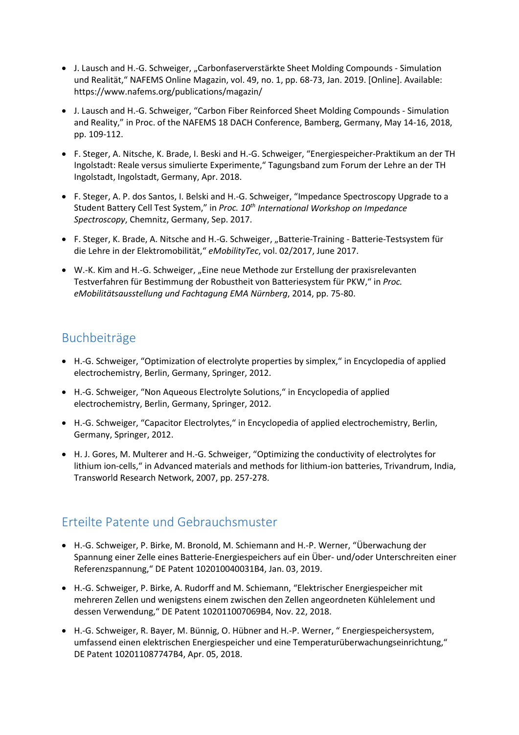- J. Lausch and H.-G. Schweiger, „Carbonfaserverstärkte Sheet Molding Compounds - Simulation und Realität," NAFEMS Online Magazin, vol. 49, no. 1, pp. 68-73, Jan. 2019. [Online]. Available: https://www.nafems.org/publications/magazin/

- J. Lausch and H.-G. Schweiger, "Carbon Fiber Reinforced Sheet Molding Compounds - Simulation and Reality," in Proc. of the NAFEMS 18 DACH Conference, Bamberg, Germany, May 14-16, 2018, pp. 109-112.

- F. Steger, A. Nitsche, K. Brade, I. Beski and H.-G. Schweiger, "Energiespeicher-Praktikum an der TH Ingolstadt: Reale versus simulierte Experimente," Tagungsband zum Forum der Lehre an der TH Ingolstadt, Ingolstadt, Germany, Apr. 2018.

- F. Steger, A. P. dos Santos, I. Belski and H.-G. Schweiger, "Impedance Spectroscopy Upgrade to a Student Battery Cell Test System," in *Proc. 10th International Workshop on Impedance Spectroscopy*, Chemnitz, Germany, Sep. 2017.

- F. Steger, K. Brade, A. Nitsche and H.-G. Schweiger, „Batterie-Training - Batterie-Testsystem für die Lehre in der Elektromobilität," *eMobilityTec*, vol. 02/2017, June 2017.

- W.-K. Kim and H.-G. Schweiger, „Eine neue Methode zur Erstellung der praxisrelevanten Testverfahren für Bestimmung der Robustheit von Batteriesystem für PKW," in *Proc. eMobilitätsausstellung und Fachtagung EMA Nürnberg*, 2014, pp. 75-80.

## Buchbeiträge

- H.-G. Schweiger, "Optimization of electrolyte properties by simplex," in Encyclopedia of applied electrochemistry, Berlin, Germany, Springer, 2012.

- H.-G. Schweiger, "Non Aqueous Electrolyte Solutions," in Encyclopedia of applied electrochemistry, Berlin, Germany, Springer, 2012.

- H.-G. Schweiger, "Capacitor Electrolytes," in Encyclopedia of applied electrochemistry, Berlin, Germany, Springer, 2012.

- H. J. Gores, M. Multerer and H.-G. Schweiger, "Optimizing the conductivity of electrolytes for lithium ion-cells," in Advanced materials and methods for lithium-ion batteries, Trivandrum, India, Transworld Research Network, 2007, pp. 257-278.

## Erteilte Patente und Gebrauchsmuster

- H.-G. Schweiger, P. Birke, M. Bronold, M. Schiemann and H.-P. Werner, "Überwachung der Spannung einer Zelle eines Batterie-Energiespeichers auf ein Über- und/oder Unterschreiten einer Referenzspannung," DE Patent 102010040031B4, Jan. 03, 2019.

- H.-G. Schweiger, P. Birke, A. Rudorff and M. Schiemann, "Elektrischer Energiespeicher mit mehreren Zellen und wenigstens einem zwischen den Zellen angeordneten Kühlelement und dessen Verwendung," DE Patent 102011007069B4, Nov. 22, 2018.

- H.-G. Schweiger, R. Bayer, M. Bünnig, O. Hübner and H.-P. Werner, " Energiespeichersystem, umfassend einen elektrischen Energiespeicher und eine Temperaturüberwachungseinrichtung," DE Patent 102011087747B4, Apr. 05, 2018.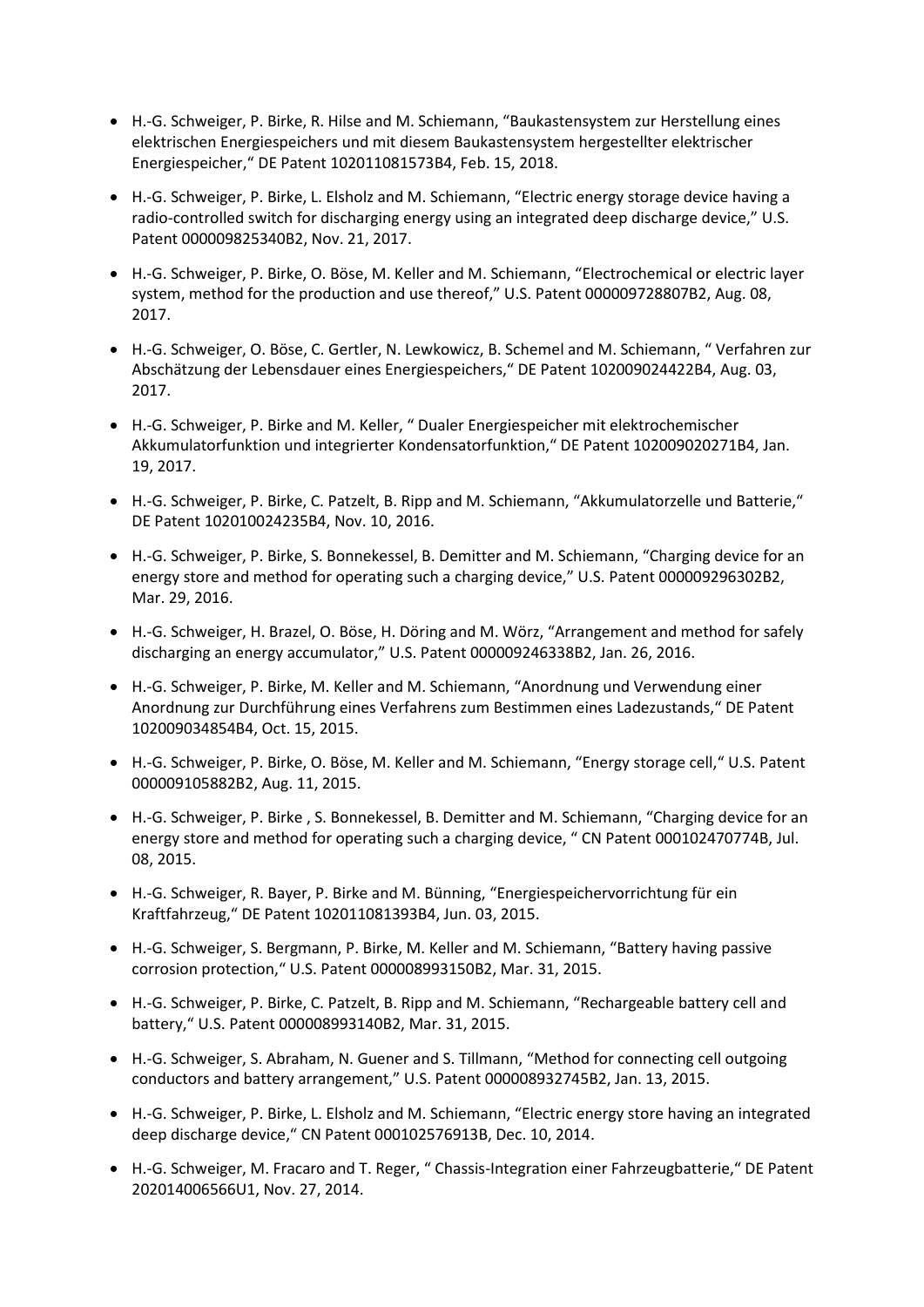- H.-G. Schweiger, P. Birke, R. Hilse and M. Schiemann, "Baukastensystem zur Herstellung eines elektrischen Energiespeichers und mit diesem Baukastensystem hergestellter elektrischer Energiespeicher," DE Patent 102011081573B4, Feb. 15, 2018.
- H.-G. Schweiger, P. Birke, L. Elsholz and M. Schiemann, "Electric energy storage device having a radio-controlled switch for discharging energy using an integrated deep discharge device," U.S. Patent 000009825340B2, Nov. 21, 2017.
- H.-G. Schweiger, P. Birke, O. Böse, M. Keller and M. Schiemann, "Electrochemical or electric layer system, method for the production and use thereof," U.S. Patent 000009728807B2, Aug. 08, 2017.
- H.-G. Schweiger, O. Böse, C. Gertler, N. Lewkowicz, B. Schemel and M. Schiemann, " Verfahren zur Abschätzung der Lebensdauer eines Energiespeichers," DE Patent 102009024422B4, Aug. 03, 2017.
- H.-G. Schweiger, P. Birke and M. Keller, " Dualer Energiespeicher mit elektrochemischer Akkumulatorfunktion und integrierter Kondensatorfunktion," DE Patent 102009020271B4, Jan. 19, 2017.
- H.-G. Schweiger, P. Birke, C. Patzelt, B. Ripp and M. Schiemann, "Akkumulatorzelle und Batterie," DE Patent 102010024235B4, Nov. 10, 2016.
- H.-G. Schweiger, P. Birke, S. Bonnekessel, B. Demitter and M. Schiemann, "Charging device for an energy store and method for operating such a charging device," U.S. Patent 000009296302B2, Mar. 29, 2016.
- H.-G. Schweiger, H. Brazel, O. Böse, H. Döring and M. Wörz, "Arrangement and method for safely discharging an energy accumulator," U.S. Patent 000009246338B2, Jan. 26, 2016.
- H.-G. Schweiger, P. Birke, M. Keller and M. Schiemann, "Anordnung und Verwendung einer Anordnung zur Durchführung eines Verfahrens zum Bestimmen eines Ladezustands," DE Patent 102009034854B4, Oct. 15, 2015.
- H.-G. Schweiger, P. Birke, O. Böse, M. Keller and M. Schiemann, "Energy storage cell," U.S. Patent 000009105882B2, Aug. 11, 2015.
- H.-G. Schweiger, P. Birke , S. Bonnekessel, B. Demitter and M. Schiemann, "Charging device for an energy store and method for operating such a charging device, " CN Patent 000102470774B, Jul. 08, 2015.
- H.-G. Schweiger, R. Bayer, P. Birke and M. Bünning, "Energiespeichervorrichtung für ein Kraftfahrzeug," DE Patent 102011081393B4, Jun. 03, 2015.
- H.-G. Schweiger, S. Bergmann, P. Birke, M. Keller and M. Schiemann, "Battery having passive corrosion protection," U.S. Patent 000008993150B2, Mar. 31, 2015.
- H.-G. Schweiger, P. Birke, C. Patzelt, B. Ripp and M. Schiemann, "Rechargeable battery cell and battery," U.S. Patent 000008993140B2, Mar. 31, 2015.
- H.-G. Schweiger, S. Abraham, N. Guener and S. Tillmann, "Method for connecting cell outgoing conductors and battery arrangement," U.S. Patent 000008932745B2, Jan. 13, 2015.
- H.-G. Schweiger, P. Birke, L. Elsholz and M. Schiemann, "Electric energy store having an integrated deep discharge device," CN Patent 000102576913B, Dec. 10, 2014.
- H.-G. Schweiger, M. Fracaro and T. Reger, " Chassis-Integration einer Fahrzeugbatterie," DE Patent 202014006566U1, Nov. 27, 2014.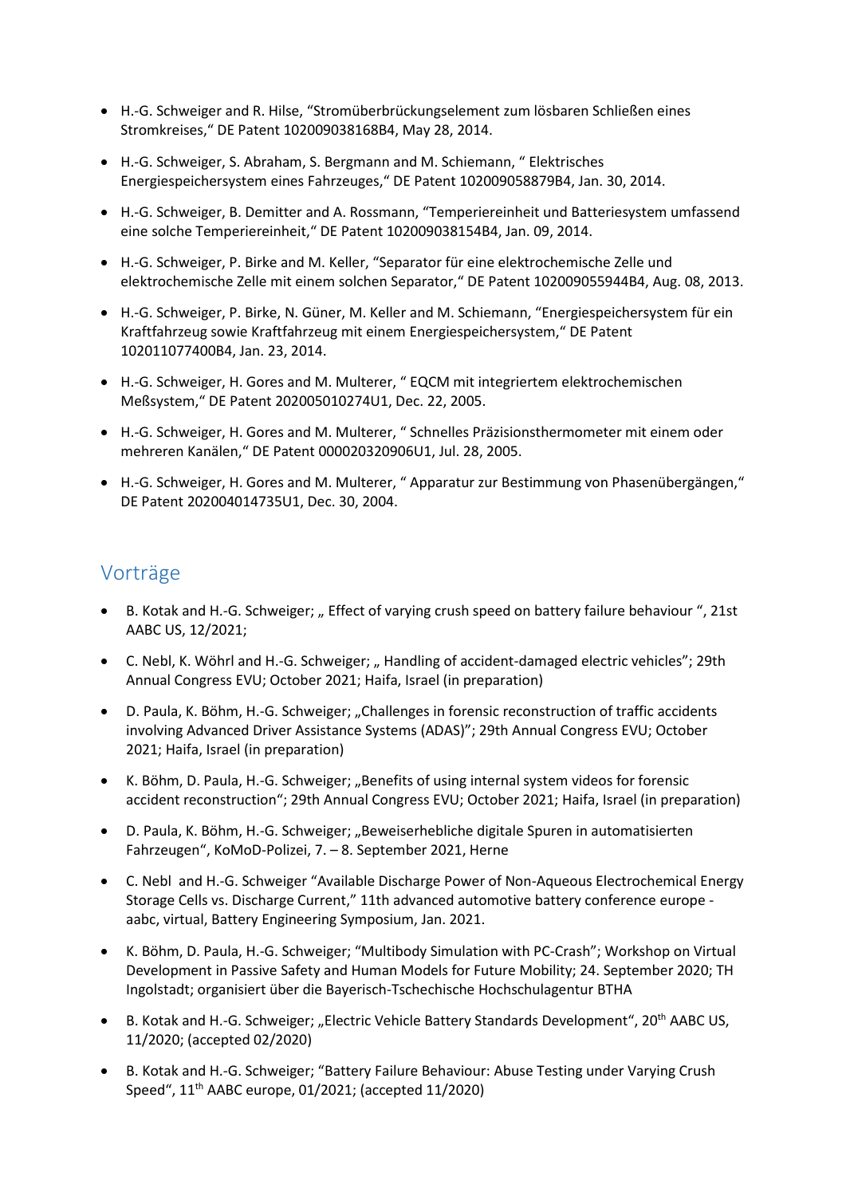- H.-G. Schweiger and R. Hilse, "Stromüberbrückungselement zum lösbaren Schließen eines Stromkreises," DE Patent 102009038168B4, May 28, 2014.
- H.-G. Schweiger, S. Abraham, S. Bergmann and M. Schiemann, " Elektrisches Energiespeichersystem eines Fahrzeuges," DE Patent 102009058879B4, Jan. 30, 2014.
- H.-G. Schweiger, B. Demitter and A. Rossmann, "Temperiereinheit und Batteriesystem umfassend eine solche Temperiereinheit," DE Patent 102009038154B4, Jan. 09, 2014.
- H.-G. Schweiger, P. Birke and M. Keller, "Separator für eine elektrochemische Zelle und elektrochemische Zelle mit einem solchen Separator," DE Patent 102009055944B4, Aug. 08, 2013.
- H.-G. Schweiger, P. Birke, N. Güner, M. Keller and M. Schiemann, "Energiespeichersystem für ein Kraftfahrzeug sowie Kraftfahrzeug mit einem Energiespeichersystem," DE Patent 102011077400B4, Jan. 23, 2014.
- H.-G. Schweiger, H. Gores and M. Multerer, " EQCM mit integriertem elektrochemischen Meßsystem," DE Patent 202005010274U1, Dec. 22, 2005.
- H.-G. Schweiger, H. Gores and M. Multerer, " Schnelles Präzisionsthermometer mit einem oder mehreren Kanälen," DE Patent 000020320906U1, Jul. 28, 2005.
- H.-G. Schweiger, H. Gores and M. Multerer, " Apparatur zur Bestimmung von Phasenübergängen," DE Patent 202004014735U1, Dec. 30, 2004.

## Vorträge

- B. Kotak and H.-G. Schweiger; „ Effect of varying crush speed on battery failure behaviour ", 21st AABC US, 12/2021;
- C. Nebl, K. Wöhrl and H.-G. Schweiger; „ Handling of accident-damaged electric vehicles"; 29th Annual Congress EVU; October 2021; Haifa, Israel (in preparation)
- D. Paula, K. Böhm, H.-G. Schweiger; „Challenges in forensic reconstruction of traffic accidents involving Advanced Driver Assistance Systems (ADAS)"; 29th Annual Congress EVU; October 2021; Haifa, Israel (in preparation)
- K. Böhm, D. Paula, H.-G. Schweiger; „Benefits of using internal system videos for forensic accident reconstruction"; 29th Annual Congress EVU; October 2021; Haifa, Israel (in preparation)
- D. Paula, K. Böhm, H.-G. Schweiger; „Beweiserhebliche digitale Spuren in automatisierten Fahrzeugen", KoMoD-Polizei, 7. – 8. September 2021, Herne
- C. Nebl and H.-G. Schweiger "Available Discharge Power of Non-Aqueous Electrochemical Energy Storage Cells vs. Discharge Current," 11th advanced automotive battery conference europe - aabc, virtual, Battery Engineering Symposium, Jan. 2021.
- K. Böhm, D. Paula, H.-G. Schweiger; "Multibody Simulation with PC-Crash"; Workshop on Virtual Development in Passive Safety and Human Models for Future Mobility; 24. September 2020; TH Ingolstadt; organisiert über die Bayerisch-Tschechische Hochschulagentur BTHA
- B. Kotak and H.-G. Schweiger; „Electric Vehicle Battery Standards Development", 20th AABC US, 11/2020; (accepted 02/2020)
- B. Kotak and H.-G. Schweiger; "Battery Failure Behaviour: Abuse Testing under Varying Crush Speed", 11th AABC europe, 01/2021; (accepted 11/2020)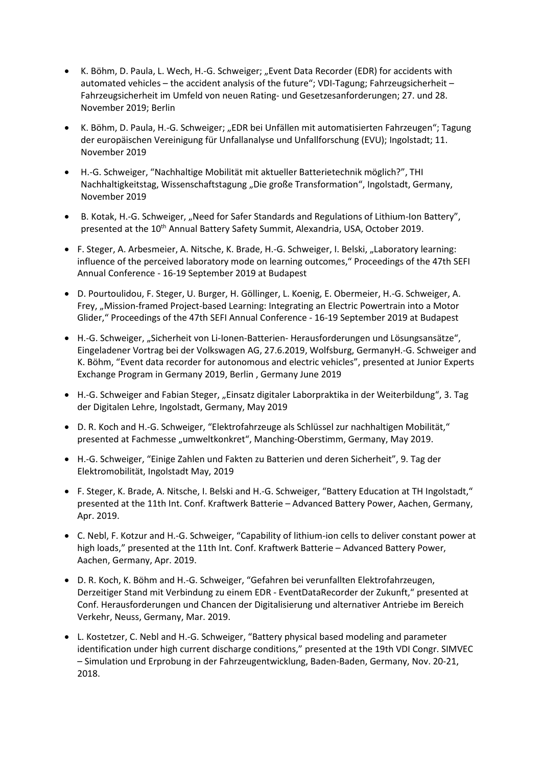- K. Böhm, D. Paula, L. Wech, H.-G. Schweiger; „Event Data Recorder (EDR) for accidents with automated vehicles – the accident analysis of the future“; VDI-Tagung; Fahrzeugsicherheit – Fahrzeugsicherheit im Umfeld von neuen Rating- und Gesetzesanforderungen; 27. und 28. November 2019; Berlin
- K. Böhm, D. Paula, H.-G. Schweiger; „EDR bei Unfällen mit automatisierten Fahrzeugen“; Tagung der europäischen Vereinigung für Unfallanalyse und Unfallforschung (EVU); Ingolstadt; 11. November 2019
- H.-G. Schweiger, “Nachhaltige Mobilität mit aktueller Batterietechnik möglich?”, THI Nachhaltigkeitstag, Wissenschaftstagung „Die große Transformation“, Ingolstadt, Germany, November 2019
- B. Kotak, H.-G. Schweiger, „Need for Safer Standards and Regulations of Lithium-Ion Battery“, presented at the 10th Annual Battery Safety Summit, Alexandria, USA, October 2019.
- F. Steger, A. Arbesmeier, A. Nitsche, K. Brade, H.-G. Schweiger, I. Belski, „Laboratory learning: influence of the perceived laboratory mode on learning outcomes,“ Proceedings of the 47th SEFI Annual Conference - 16-19 September 2019 at Budapest
- D. Pourtoulidou, F. Steger, U. Burger, H. Göllinger, L. Koenig, E. Obermeier, H.-G. Schweiger, A. Frey, „Mission-framed Project-based Learning: Integrating an Electric Powertrain into a Motor Glider,“ Proceedings of the 47th SEFI Annual Conference - 16-19 September 2019 at Budapest
- H.-G. Schweiger, „Sicherheit von Li-Ionen-Batterien- Herausforderungen und Lösungsansätze“, Eingeladener Vortrag bei der Volkswagen AG, 27.6.2019, Wolfsburg, GermanyH.-G. Schweiger and K. Böhm, “Event data recorder for autonomous and electric vehicles”, presented at Junior Experts Exchange Program in Germany 2019, Berlin , Germany June 2019
- H.-G. Schweiger and Fabian Steger, „Einsatz digitaler Laborpraktika in der Weiterbildung“, 3. Tag der Digitalen Lehre, Ingolstadt, Germany, May 2019
- D. R. Koch and H.-G. Schweiger, “Elektrofahrzeuge als Schlüssel zur nachhaltigen Mobilität,“ presented at Fachmesse „umweltkonkret“, Manching-Oberstimm, Germany, May 2019.
- H.-G. Schweiger, “Einige Zahlen und Fakten zu Batterien und deren Sicherheit”, 9. Tag der Elektromobilität, Ingolstadt May, 2019
- F. Steger, K. Brade, A. Nitsche, I. Belski and H.-G. Schweiger, “Battery Education at TH Ingolstadt,“ presented at the 11th Int. Conf. Kraftwerk Batterie – Advanced Battery Power, Aachen, Germany, Apr. 2019.
- C. Nebl, F. Kotzur and H.-G. Schweiger, “Capability of lithium-ion cells to deliver constant power at high loads,” presented at the 11th Int. Conf. Kraftwerk Batterie – Advanced Battery Power, Aachen, Germany, Apr. 2019.
- D. R. Koch, K. Böhm and H.-G. Schweiger, “Gefahren bei verunfallten Elektrofahrzeugen, Derzeitiger Stand mit Verbindung zu einem EDR - EventDataRecorder der Zukunft,“ presented at Conf. Herausforderungen und Chancen der Digitalisierung und alternativer Antriebe im Bereich Verkehr, Neuss, Germany, Mar. 2019.
- L. Kostetzer, C. Nebl and H.-G. Schweiger, “Battery physical based modeling and parameter identification under high current discharge conditions,” presented at the 19th VDI Congr. SIMVEC – Simulation und Erprobung in der Fahrzeugentwicklung, Baden-Baden, Germany, Nov. 20-21, 2018.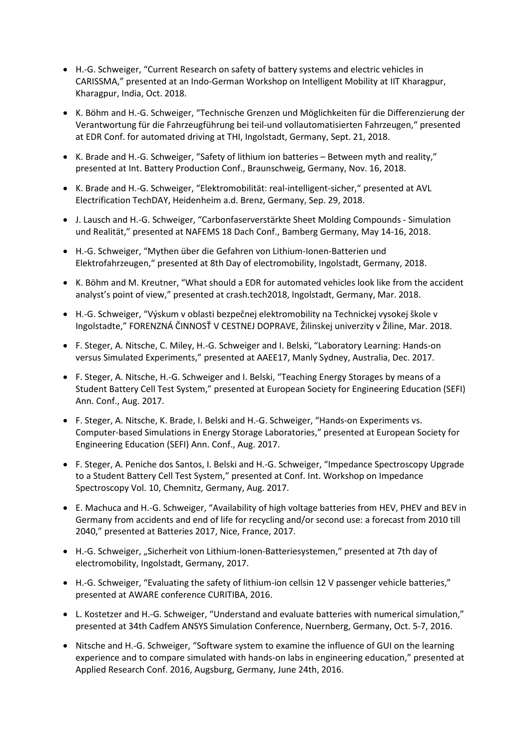- H.-G. Schweiger, "Current Research on safety of battery systems and electric vehicles in CARISSMA," presented at an Indo-German Workshop on Intelligent Mobility at IIT Kharagpur, Kharagpur, India, Oct. 2018.
- K. Böhm and H.-G. Schweiger, "Technische Grenzen und Möglichkeiten für die Differenzierung der Verantwortung für die Fahrzeugführung bei teil-und vollautomatisierten Fahrzeugen," presented at EDR Conf. for automated driving at THI, Ingolstadt, Germany, Sept. 21, 2018.
- K. Brade and H.-G. Schweiger, "Safety of lithium ion batteries – Between myth and reality," presented at Int. Battery Production Conf., Braunschweig, Germany, Nov. 16, 2018.
- K. Brade and H.-G. Schweiger, "Elektromobilität: real-intelligent-sicher," presented at AVL Electrification TechDAY, Heidenheim a.d. Brenz, Germany, Sep. 29, 2018.
- J. Lausch and H.-G. Schweiger, "Carbonfaserverstärkte Sheet Molding Compounds - Simulation und Realität," presented at NAFEMS 18 Dach Conf., Bamberg Germany, May 14-16, 2018.
- H.-G. Schweiger, "Mythen über die Gefahren von Lithium-Ionen-Batterien und Elektrofahrzeugen," presented at 8th Day of electromobility, Ingolstadt, Germany, 2018.
- K. Böhm and M. Kreutner, "What should a EDR for automated vehicles look like from the accident analyst's point of view," presented at crash.tech2018, Ingolstadt, Germany, Mar. 2018.
- H.-G. Schweiger, "Výskum v oblasti bezpečnej elektromobility na Technickej vysokej škole v Ingolstadte," FORENZNÁ ČINNOSŤ V CESTNEJ DOPRAVE, Žilinskej univerzity v Žiline, Mar. 2018.
- F. Steger, A. Nitsche, C. Miley, H.-G. Schweiger and I. Belski, "Laboratory Learning: Hands-on versus Simulated Experiments," presented at AAEE17, Manly Sydney, Australia, Dec. 2017.
- F. Steger, A. Nitsche, H.-G. Schweiger and I. Belski, "Teaching Energy Storages by means of a Student Battery Cell Test System," presented at European Society for Engineering Education (SEFI) Ann. Conf., Aug. 2017.
- F. Steger, A. Nitsche, K. Brade, I. Belski and H.-G. Schweiger, "Hands-on Experiments vs. Computer-based Simulations in Energy Storage Laboratories," presented at European Society for Engineering Education (SEFI) Ann. Conf., Aug. 2017.
- F. Steger, A. Peniche dos Santos, I. Belski and H.-G. Schweiger, "Impedance Spectroscopy Upgrade to a Student Battery Cell Test System," presented at Conf. Int. Workshop on Impedance Spectroscopy Vol. 10, Chemnitz, Germany, Aug. 2017.
- E. Machuca and H.-G. Schweiger, "Availability of high voltage batteries from HEV, PHEV and BEV in Germany from accidents and end of life for recycling and/or second use: a forecast from 2010 till 2040," presented at Batteries 2017, Nice, France, 2017.
- H.-G. Schweiger, „Sicherheit von Lithium-Ionen-Batteriesystemen," presented at 7th day of electromobility, Ingolstadt, Germany, 2017.
- H.-G. Schweiger, "Evaluating the safety of lithium-ion cellsin 12 V passenger vehicle batteries," presented at AWARE conference CURITIBA, 2016.
- L. Kostetzer and H.-G. Schweiger, "Understand and evaluate batteries with numerical simulation," presented at 34th Cadfem ANSYS Simulation Conference, Nuernberg, Germany, Oct. 5-7, 2016.
- Nitsche and H.-G. Schweiger, "Software system to examine the influence of GUI on the learning experience and to compare simulated with hands-on labs in engineering education," presented at Applied Research Conf. 2016, Augsburg, Germany, June 24th, 2016.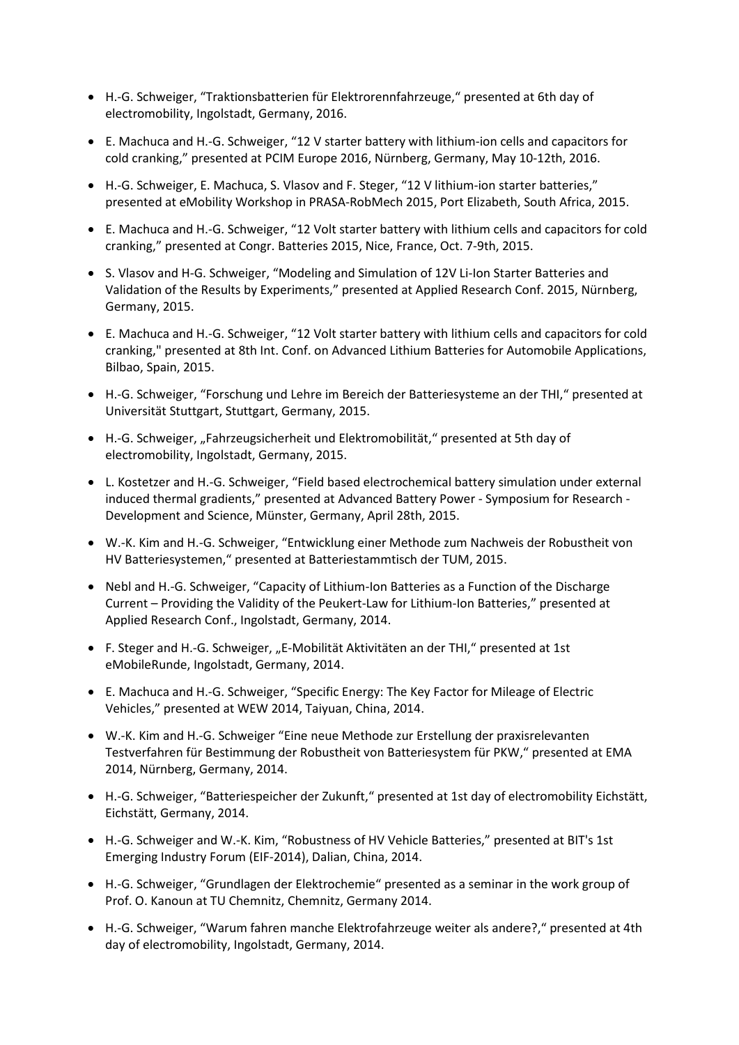- H.-G. Schweiger, "Traktionsbatterien für Elektrorennfahrzeuge," presented at 6th day of electromobility, Ingolstadt, Germany, 2016.
- E. Machuca and H.-G. Schweiger, "12 V starter battery with lithium-ion cells and capacitors for cold cranking," presented at PCIM Europe 2016, Nürnberg, Germany, May 10-12th, 2016.
- H.-G. Schweiger, E. Machuca, S. Vlasov and F. Steger, "12 V lithium-ion starter batteries," presented at eMobility Workshop in PRASA-RobMech 2015, Port Elizabeth, South Africa, 2015.
- E. Machuca and H.-G. Schweiger, "12 Volt starter battery with lithium cells and capacitors for cold cranking," presented at Congr. Batteries 2015, Nice, France, Oct. 7-9th, 2015.
- S. Vlasov and H-G. Schweiger, "Modeling and Simulation of 12V Li-Ion Starter Batteries and Validation of the Results by Experiments," presented at Applied Research Conf. 2015, Nürnberg, Germany, 2015.
- E. Machuca and H.-G. Schweiger, "12 Volt starter battery with lithium cells and capacitors for cold cranking," presented at 8th Int. Conf. on Advanced Lithium Batteries for Automobile Applications, Bilbao, Spain, 2015.
- H.-G. Schweiger, "Forschung und Lehre im Bereich der Batteriesysteme an der THI," presented at Universität Stuttgart, Stuttgart, Germany, 2015.
- H.-G. Schweiger, „Fahrzeugsicherheit und Elektromobilität," presented at 5th day of electromobility, Ingolstadt, Germany, 2015.
- L. Kostetzer and H.-G. Schweiger, "Field based electrochemical battery simulation under external induced thermal gradients," presented at Advanced Battery Power - Symposium for Research - Development and Science, Münster, Germany, April 28th, 2015.
- W.-K. Kim and H.-G. Schweiger, "Entwicklung einer Methode zum Nachweis der Robustheit von HV Batteriesystemen," presented at Batteriestammtisch der TUM, 2015.
- Nebl and H.-G. Schweiger, "Capacity of Lithium-Ion Batteries as a Function of the Discharge Current – Providing the Validity of the Peukert-Law for Lithium-Ion Batteries," presented at Applied Research Conf., Ingolstadt, Germany, 2014.
- F. Steger and H.-G. Schweiger, „E-Mobilität Aktivitäten an der THI," presented at 1st eMobileRunde, Ingolstadt, Germany, 2014.
- E. Machuca and H.-G. Schweiger, "Specific Energy: The Key Factor for Mileage of Electric Vehicles," presented at WEW 2014, Taiyuan, China, 2014.
- W.-K. Kim and H.-G. Schweiger "Eine neue Methode zur Erstellung der praxisrelevanten Testverfahren für Bestimmung der Robustheit von Batteriesystem für PKW," presented at EMA 2014, Nürnberg, Germany, 2014.
- H.-G. Schweiger, "Batteriespeicher der Zukunft," presented at 1st day of electromobility Eichstätt, Eichstätt, Germany, 2014.
- H.-G. Schweiger and W.-K. Kim, "Robustness of HV Vehicle Batteries," presented at BIT's 1st Emerging Industry Forum (EIF-2014), Dalian, China, 2014.
- H.-G. Schweiger, "Grundlagen der Elektrochemie" presented as a seminar in the work group of Prof. O. Kanoun at TU Chemnitz, Chemnitz, Germany 2014.
- H.-G. Schweiger, "Warum fahren manche Elektrofahrzeuge weiter als andere?," presented at 4th day of electromobility, Ingolstadt, Germany, 2014.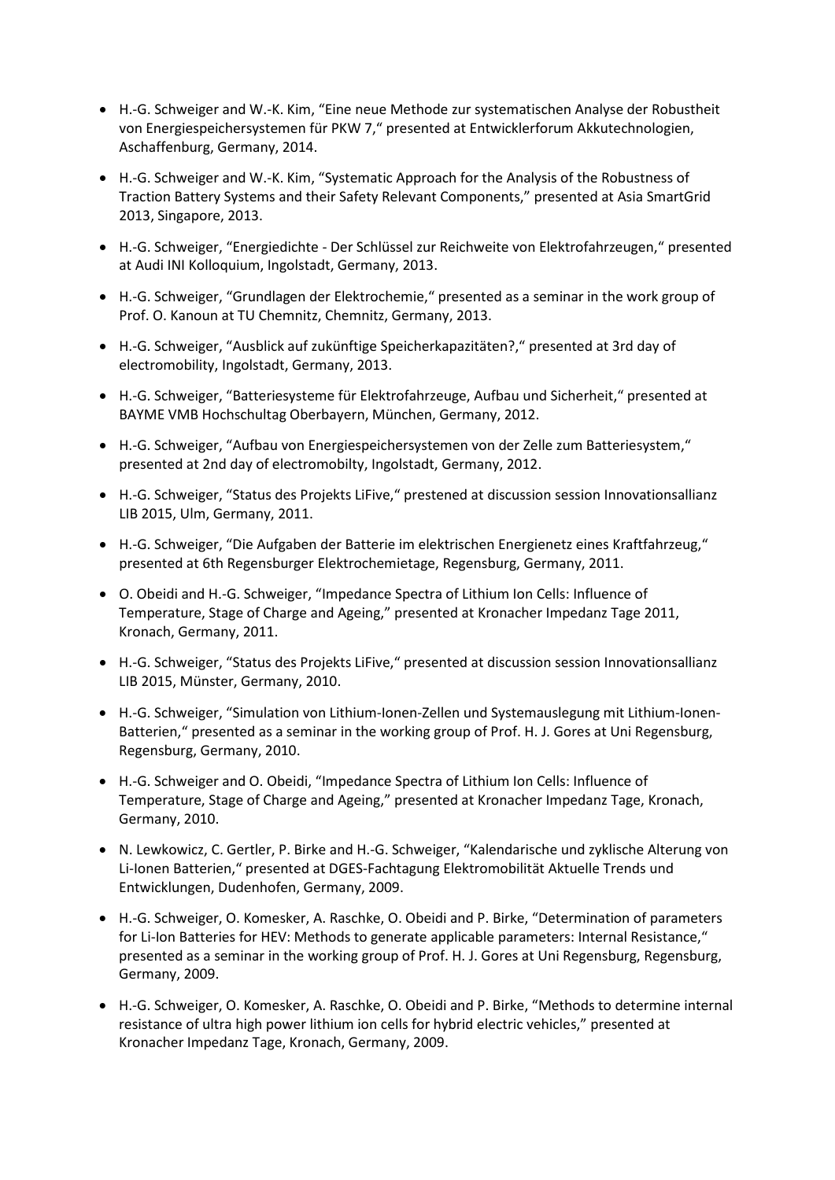- H.-G. Schweiger and W.-K. Kim, "Eine neue Methode zur systematischen Analyse der Robustheit von Energiespeichersystemen für PKW 7," presented at Entwicklerforum Akkutechnologien, Aschaffenburg, Germany, 2014.
- H.-G. Schweiger and W.-K. Kim, "Systematic Approach for the Analysis of the Robustness of Traction Battery Systems and their Safety Relevant Components," presented at Asia SmartGrid 2013, Singapore, 2013.
- H.-G. Schweiger, "Energiedichte - Der Schlüssel zur Reichweite von Elektrofahrzeugen," presented at Audi INI Kolloquium, Ingolstadt, Germany, 2013.
- H.-G. Schweiger, "Grundlagen der Elektrochemie," presented as a seminar in the work group of Prof. O. Kanoun at TU Chemnitz, Chemnitz, Germany, 2013.
- H.-G. Schweiger, "Ausblick auf zukünftige Speicherkapazitäten?," presented at 3rd day of electromobility, Ingolstadt, Germany, 2013.
- H.-G. Schweiger, "Batteriesysteme für Elektrofahrzeuge, Aufbau und Sicherheit," presented at BAYME VMB Hochschultag Oberbayern, München, Germany, 2012.
- H.-G. Schweiger, "Aufbau von Energiespeichersystemen von der Zelle zum Batteriesystem," presented at 2nd day of electromobilty, Ingolstadt, Germany, 2012.
- H.-G. Schweiger, "Status des Projekts LiFive," prestened at discussion session Innovationsallianz LIB 2015, Ulm, Germany, 2011.
- H.-G. Schweiger, "Die Aufgaben der Batterie im elektrischen Energienetz eines Kraftfahrzeug," presented at 6th Regensburger Elektrochemietage, Regensburg, Germany, 2011.
- O. Obeidi and H.-G. Schweiger, "Impedance Spectra of Lithium Ion Cells: Influence of Temperature, Stage of Charge and Ageing," presented at Kronacher Impedanz Tage 2011, Kronach, Germany, 2011.
- H.-G. Schweiger, "Status des Projekts LiFive," presented at discussion session Innovationsallianz LIB 2015, Münster, Germany, 2010.
- H.-G. Schweiger, "Simulation von Lithium-Ionen-Zellen und Systemauslegung mit Lithium-Ionen-Batterien," presented as a seminar in the working group of Prof. H. J. Gores at Uni Regensburg, Regensburg, Germany, 2010.
- H.-G. Schweiger and O. Obeidi, "Impedance Spectra of Lithium Ion Cells: Influence of Temperature, Stage of Charge and Ageing," presented at Kronacher Impedanz Tage, Kronach, Germany, 2010.
- N. Lewkowicz, C. Gertler, P. Birke and H.-G. Schweiger, "Kalendarische und zyklische Alterung von Li-Ionen Batterien," presented at DGES-Fachtagung Elektromobilität Aktuelle Trends und Entwicklungen, Dudenhofen, Germany, 2009.
- H.-G. Schweiger, O. Komesker, A. Raschke, O. Obeidi and P. Birke, "Determination of parameters for Li-Ion Batteries for HEV: Methods to generate applicable parameters: Internal Resistance," presented as a seminar in the working group of Prof. H. J. Gores at Uni Regensburg, Regensburg, Germany, 2009.
- H.-G. Schweiger, O. Komesker, A. Raschke, O. Obeidi and P. Birke, "Methods to determine internal resistance of ultra high power lithium ion cells for hybrid electric vehicles," presented at Kronacher Impedanz Tage, Kronach, Germany, 2009.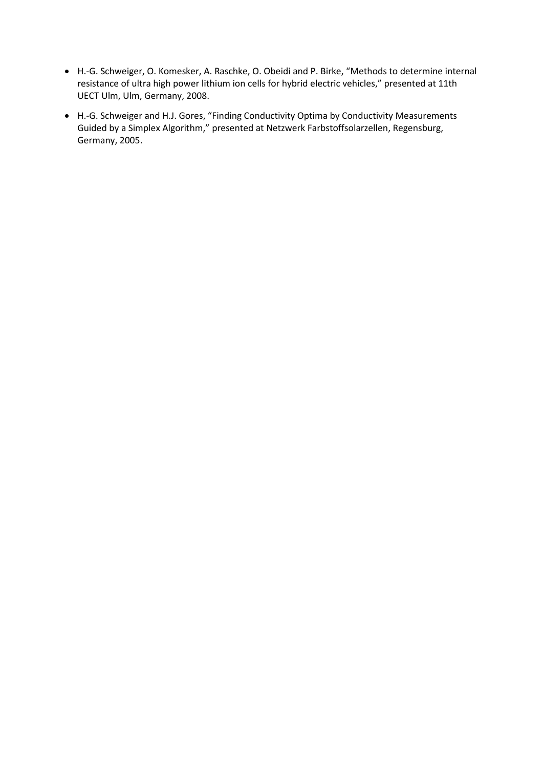- H.-G. Schweiger, O. Komesker, A. Raschke, O. Obeidi and P. Birke, "Methods to determine internal resistance of ultra high power lithium ion cells for hybrid electric vehicles," presented at 11th UECT Ulm, Ulm, Germany, 2008.
- H.-G. Schweiger and H.J. Gores, "Finding Conductivity Optima by Conductivity Measurements Guided by a Simplex Algorithm," presented at Netzwerk Farbstoffsolarzellen, Regensburg, Germany, 2005.